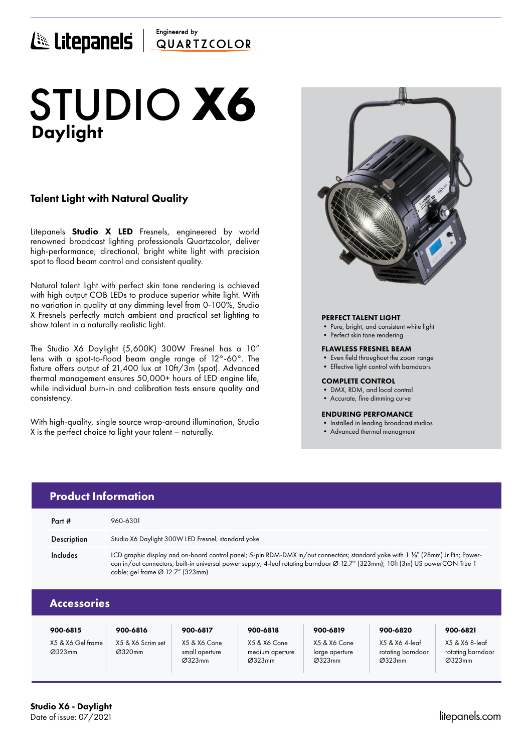Litepanels | Engineered by QUARTZCOLOR

# STUDIO **X6**

## Daylight

### Talent Light with Natural Quality

Litepanels **Studio X LED** Fresnels, engineered by world renowned broadcast lighting professionals Quartzcolor, deliver high-performance, directional, bright white light with precision spot to flood beam control and consistent quality.

Natural talent light with perfect skin tone rendering is achieved with high output COB LEDs to produce superior white light. With no variation in quality at any dimming level from 0-100%, Studio X Fresnels perfectly match ambient and practical set lighting to show talent in a naturally realistic light.

The Studio X6 Daylight (5,600K) 300W Fresnel has a 10" lens with a spot-to-flood beam angle range of 12°-60°. The fixture offers output of 21,400 lux at 10ft/3m (spot). Advanced thermal management ensures 50,000+ hours of LED engine life, while individual burn-in and calibration tests ensure quality and consistency.

With high-quality, single source wrap-around illumination, Studio X is the perfect choice to light your talent – naturally.

**PERFECT TALENT LIGHT**
- Pure, bright, and consistent white light
- Perfect skin tone rendering

**FLAWLESS FRESNEL BEAM**
- Even field throughout the zoom range
- Effective light control with barndoors

**COMPLETE CONTROL**
- DMX, RDM, and local control
- Accurate, fine dimming curve

**ENDURING PERFOMANCE**
- Installed in leading broadcast studios
- Advanced thermal managment

## Product Information

| | |
|---|---|
| Part # | 960-6301 |
| Description | Studio X6 Daylight 300W LED Fresnel, standard yoke |
| Includes | LCD graphic display and on-board control panel; 5-pin RDM-DMX in/out connectors; standard yoke with 1 ⅛" (28mm) Jr Pin; Power-con in/out connectors; built-in universal power supply; 4-leaf rotating barndoor Ø 12.7" (323mm); 10ft (3m) US powerCON True 1 cable; gel frame Ø 12.7" (323mm) |

## Accessories

| 900-6815 | 900-6816 | 900-6817 | 900-6818 | 900-6819 | 900-6820 | 900-6821 |
|---|---|---|---|---|---|---|
| X5 & X6 Gel frame Ø323mm | X5 & X6 Scrim set Ø320mm | X5 & X6 Cone small aperture Ø323mm | X5 & X6 Cone medium aperture Ø323mm | X5 & X6 Cone large aperture Ø323mm | X5 & X6 4-leaf rotating barndoor Ø323mm | X5 & X6 8-leaf rotating barndoor Ø323mm |

**Studio X6 - Daylight**
Date of issue: 07/2021

litepanels.com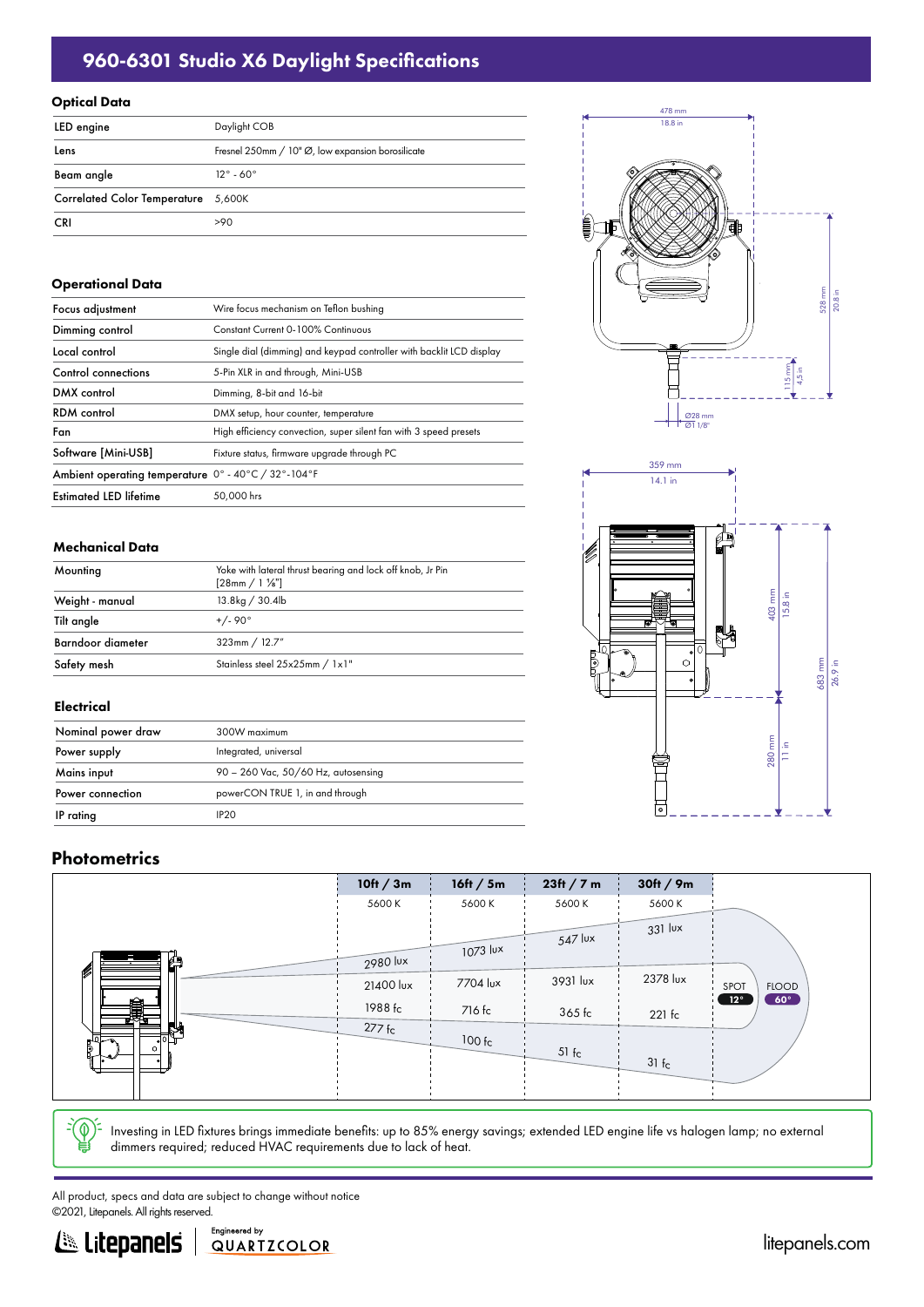# 960-6301 Studio X6 Daylight Specifications

## Optical Data

| | |
|---|---|
| LED engine | Daylight COB |
| Lens | Fresnel 250mm / 10" Ø, low expansion borosilicate |
| Beam angle | 12° - 60° |
| Correlated Color Temperature | 5,600K |
| CRI | >90 |

## Operational Data

| | |
|---|---|
| Focus adjustment | Wire focus mechanism on Teflon bushing |
| Dimming control | Constant Current 0-100% Continuous |
| Local control | Single dial (dimming) and keypad controller with backlit LCD display |
| Control connections | 5-Pin XLR in and through, Mini-USB |
| DMX control | Dimming, 8-bit and 16-bit |
| RDM control | DMX setup, hour counter, temperature |
| Fan | High efficiency convection, super silent fan with 3 speed presets |
| Software [Mini-USB] | Fixture status, firmware upgrade through PC |
| Ambient operating temperature | 0° - 40°C / 32°-104°F |
| Estimated LED lifetime | 50,000 hrs |

## Mechanical Data

| | |
|---|---|
| Mounting | Yoke with lateral thrust bearing and lock off knob, Jr Pin [28mm / 1 ⅛"] |
| Weight - manual | 13.8kg / 30.4lb |
| Tilt angle | +/- 90° |
| Barndoor diameter | 323mm / 12.7" |
| Safety mesh | Stainless steel 25x25mm / 1x1" |

## Electrical

| | |
|---|---|
| Nominal power draw | 300W maximum |
| Power supply | Integrated, universal |
| Mains input | 90 – 260 Vac, 50/60 Hz, autosensing |
| Power connection | powerCON TRUE 1, in and through |
| IP rating | IP20 |

478 mm
18.8 in
528 mm
20.8 in
115 mm
4.5 in
Ø28 mm
Ø1 1/8"
359 mm
14.1 in
403 mm
15.8 in
683 mm
26.9 in
280 mm
11 in

## Photometrics

10ft / 3m
5600 K
2980 lux
21400 lux
1988 fc
277 fc

16ft / 5m
5600 K
1073 lux
7704 lux
716 fc
100 fc

23ft / 7 m
5600 K
547 lux
3931 lux
365 fc
51 fc

30ft / 9m
5600 K
331 lux
2378 lux
221 fc
31 fc

SPOT 12°
FLOOD 60°

Investing in LED fixtures brings immediate benefits: up to 85% energy savings; extended LED engine life vs halogen lamp; no external dimmers required; reduced HVAC requirements due to lack of heat.

All product, specs and data are subject to change without notice
©2021, Litepanels. All rights reserved.

Litepanels | Engineered by QUARTZCOLOR

litepanels.com